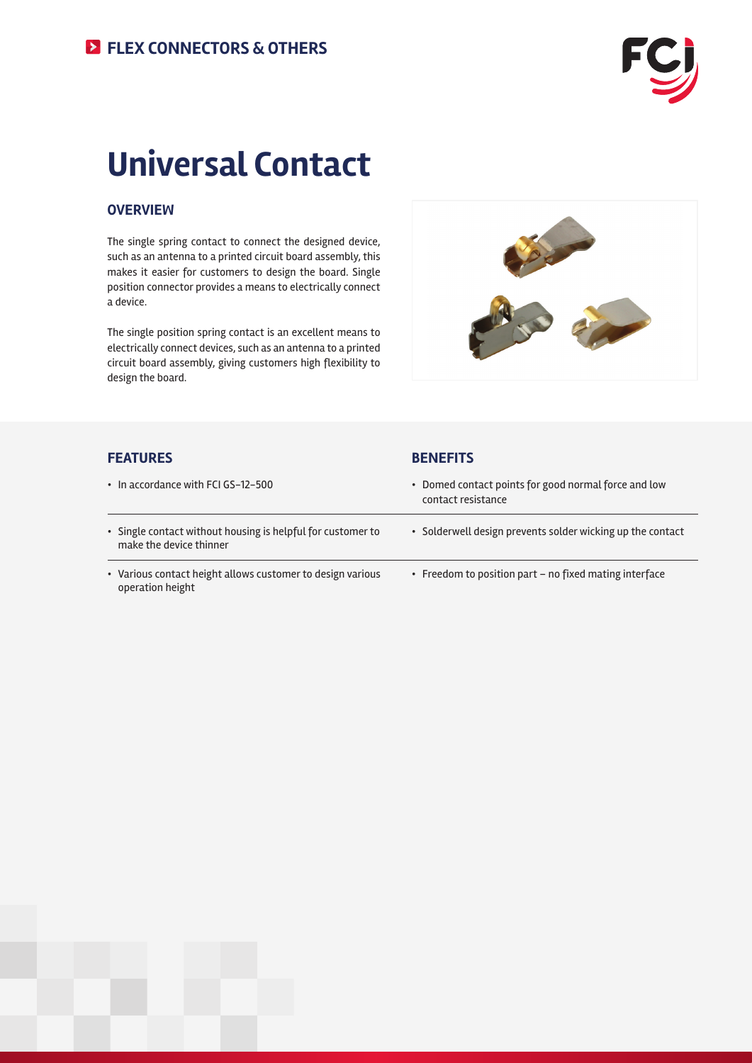FLEX CONNECTORS & OTHERS

# Universal Contact

## OVERVIEW

The single spring contact to connect the designed device, such as an antenna to a printed circuit board assembly, this makes it easier for customers to design the board. Single position connector provides a means to electrically connect a device.

The single position spring contact is an excellent means to electrically connect devices, such as an antenna to a printed circuit board assembly, giving customers high flexibility to design the board.

| FEATURES | BENEFITS |
| --- | --- |
| • In accordance with FCI GS-12-500 | • Domed contact points for good normal force and low contact resistance |
| • Single contact without housing is helpful for customer to make the device thinner | • Solderwell design prevents solder wicking up the contact |
| • Various contact height allows customer to design various operation height | • Freedom to position part – no fixed mating interface |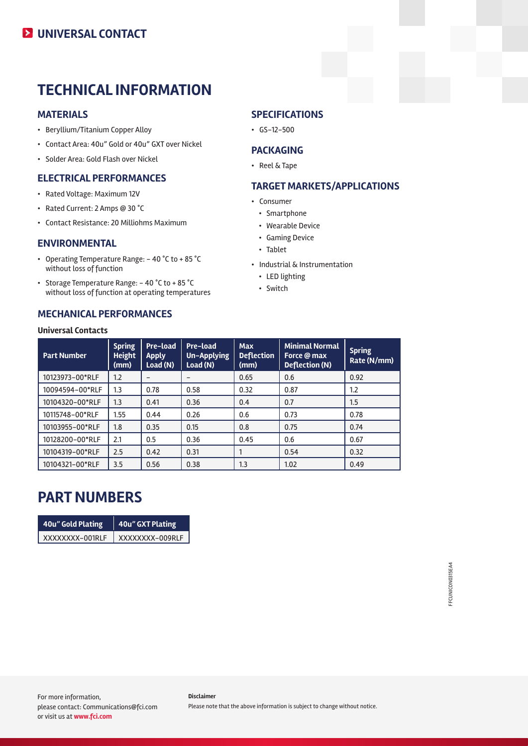# UNIVERSAL CONTACT

# TECHNICAL INFORMATION

## MATERIALS

- Beryllium/Titanium Copper Alloy
- Contact Area: 40u" Gold or 40u" GXT over Nickel
- Solder Area: Gold Flash over Nickel

## ELECTRICAL PERFORMANCES

- Rated Voltage: Maximum 12V
- Rated Current: 2 Amps @ 30 °C
- Contact Resistance: 20 Milliohms Maximum

## ENVIRONMENTAL

- Operating Temperature Range: – 40 °C to + 85 °C without loss of function
- Storage Temperature Range: – 40 °C to + 85 °C without loss of function at operating temperatures

## SPECIFICATIONS

- GS-12-500

## PACKAGING

- Reel & Tape

## TARGET MARKETS/APPLICATIONS

- Consumer
  - Smartphone
  - Wearable Device
  - Gaming Device
  - Tablet
- Industrial & Instrumentation
  - LED lighting
  - Switch

## MECHANICAL PERFORMANCES

**Universal Contacts**

| Part Number | Spring Height (mm) | Pre-load Apply Load (N) | Pre-load Un-Applying Load (N) | Max Deflection (mm) | Minimal Normal Force @ max Deflection (N) | Spring Rate (N/mm) |
|---|---|---|---|---|---|---|
| 10123973-00*RLF | 1.2 | – | – | 0.65 | 0.6 | 0.92 |
| 10094594-00*RLF | 1.3 | 0.78 | 0.58 | 0.32 | 0.87 | 1.2 |
| 10104320-00*RLF | 1.3 | 0.41 | 0.36 | 0.4 | 0.7 | 1.5 |
| 10115748-00*RLF | 1.55 | 0.44 | 0.26 | 0.6 | 0.73 | 0.78 |
| 10103955-00*RLF | 1.8 | 0.35 | 0.15 | 0.8 | 0.75 | 0.74 |
| 10128200-00*RLF | 2.1 | 0.5 | 0.36 | 0.45 | 0.6 | 0.67 |
| 10104319-00*RLF | 2.5 | 0.42 | 0.31 | 1 | 0.54 | 0.32 |
| 10104321-00*RLF | 3.5 | 0.56 | 0.38 | 1.3 | 1.02 | 0.49 |

# PART NUMBERS

| 40u" Gold Plating | 40u" GXT Plating |
|---|---|
| XXXXXXXX-001RLF | XXXXXXXX-009RLF |

FFCUNICON0315EA4

For more information,
please contact: Communications@fci.com
or visit us at **www.fci.com**

**Disclaimer**

Please note that the above information is subject to change without notice.